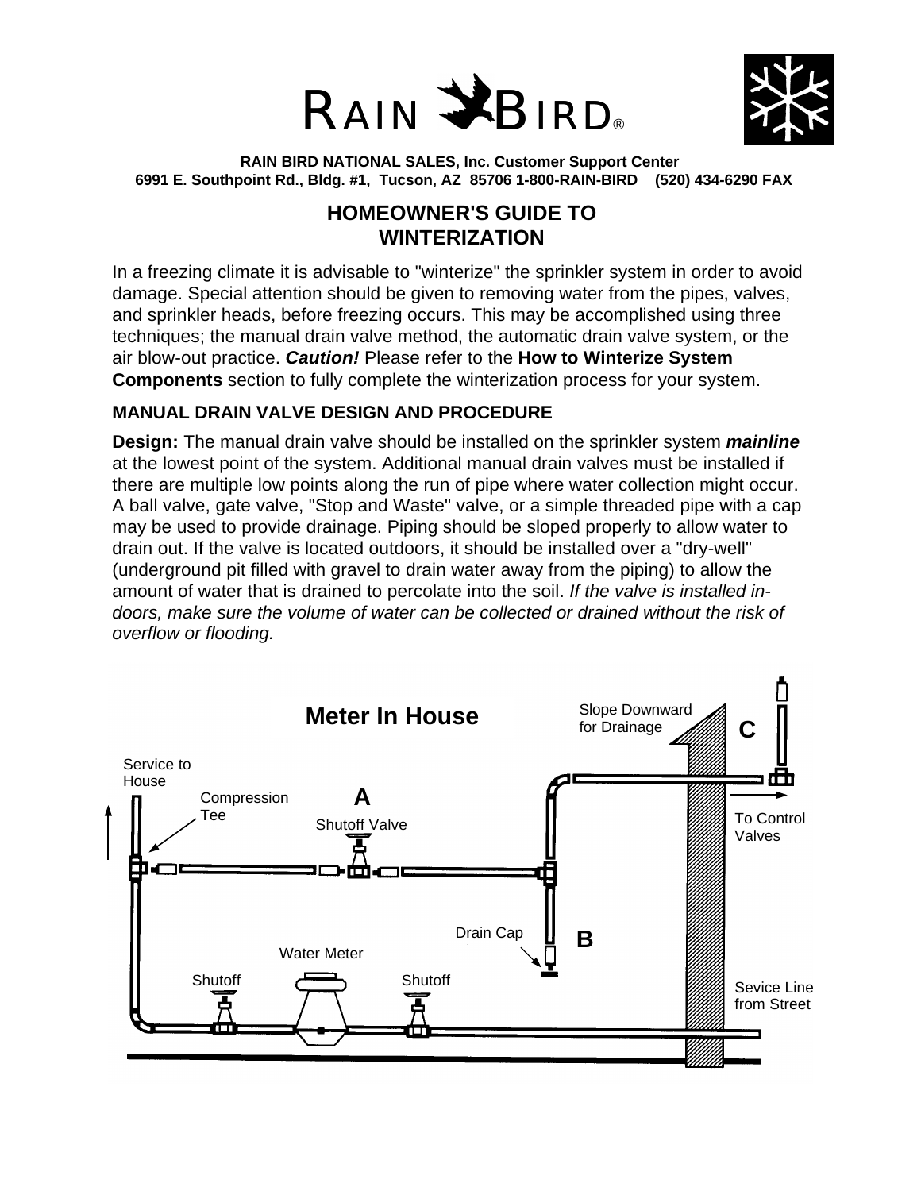RAIN BIRD®

**RAIN BIRD NATIONAL SALES, Inc. Customer Support Center**
**6991 E. Southpoint Rd., Bldg. #1, Tucson, AZ 85706 1-800-RAIN-BIRD (520) 434-6290 FAX**

# HOMEOWNER'S GUIDE TO WINTERIZATION

In a freezing climate it is advisable to "winterize" the sprinkler system in order to avoid damage. Special attention should be given to removing water from the pipes, valves, and sprinkler heads, before freezing occurs. This may be accomplished using three techniques; the manual drain valve method, the automatic drain valve system, or the air blow-out practice. ***Caution!*** Please refer to the **How to Winterize System Components** section to fully complete the winterization process for your system.

## MANUAL DRAIN VALVE DESIGN AND PROCEDURE

**Design:** The manual drain valve should be installed on the sprinkler system ***mainline*** at the lowest point of the system. Additional manual drain valves must be installed if there are multiple low points along the run of pipe where water collection might occur. A ball valve, gate valve, "Stop and Waste" valve, or a simple threaded pipe with a cap may be used to provide drainage. Piping should be sloped properly to allow water to drain out. If the valve is located outdoors, it should be installed over a "dry-well" (underground pit filled with gravel to drain water away from the piping) to allow the amount of water that is drained to percolate into the soil. *If the valve is installed in-doors, make sure the volume of water can be collected or drained without the risk of overflow or flooding.*

**Meter In House**

Service to House — Compression Tee — A Shutoff Valve — Slope Downward for Drainage — C — To Control Valves — Drain Cap — B — Water Meter — Shutoff — Shutoff — Sevice Line from Street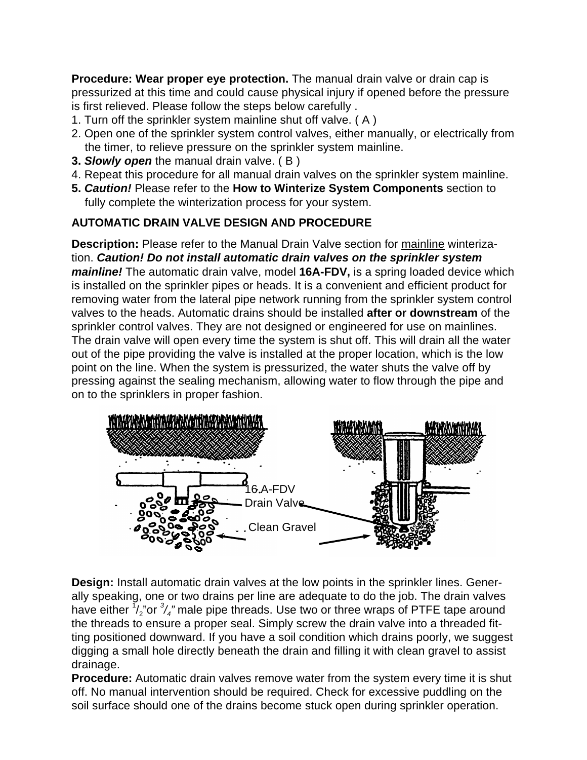**Procedure: Wear proper eye protection.** The manual drain valve or drain cap is pressurized at this time and could cause physical injury if opened before the pressure is first relieved. Please follow the steps below carefully .

1. Turn off the sprinkler system mainline shut off valve. ( A )
2. Open one of the sprinkler system control valves, either manually, or electrically from the timer, to relieve pressure on the sprinkler system mainline.
3. ***Slowly open*** the manual drain valve. ( B )
4. Repeat this procedure for all manual drain valves on the sprinkler system mainline.
5. ***Caution!*** Please refer to the **How to Winterize System Components** section to fully complete the winterization process for your system.

**AUTOMATIC DRAIN VALVE DESIGN AND PROCEDURE**

**Description:** Please refer to the Manual Drain Valve section for mainline winterization. ***Caution! Do not install automatic drain valves on the sprinkler system mainline!*** The automatic drain valve, model **16A-FDV,** is a spring loaded device which is installed on the sprinkler pipes or heads. It is a convenient and efficient product for removing water from the lateral pipe network running from the sprinkler system control valves to the heads. Automatic drains should be installed **after or downstream** of the sprinkler control valves. They are not designed or engineered for use on mainlines. The drain valve will open every time the system is shut off. This will drain all the water out of the pipe providing the valve is installed at the proper location, which is the low point on the line. When the system is pressurized, the water shuts the valve off by pressing against the sealing mechanism, allowing water to flow through the pipe and on to the sprinklers in proper fashion.

16A-FDV Drain Valve

Clean Gravel

**Design:** Install automatic drain valves at the low points in the sprinkler lines. Generally speaking, one or two drains per line are adequate to do the job. The drain valves have either 1/2" or 3/4" male pipe threads. Use two or three wraps of PTFE tape around the threads to ensure a proper seal. Simply screw the drain valve into a threaded fitting positioned downward. If you have a soil condition which drains poorly, we suggest digging a small hole directly beneath the drain and filling it with clean gravel to assist drainage.

**Procedure:** Automatic drain valves remove water from the system every time it is shut off. No manual intervention should be required. Check for excessive puddling on the soil surface should one of the drains become stuck open during sprinkler operation.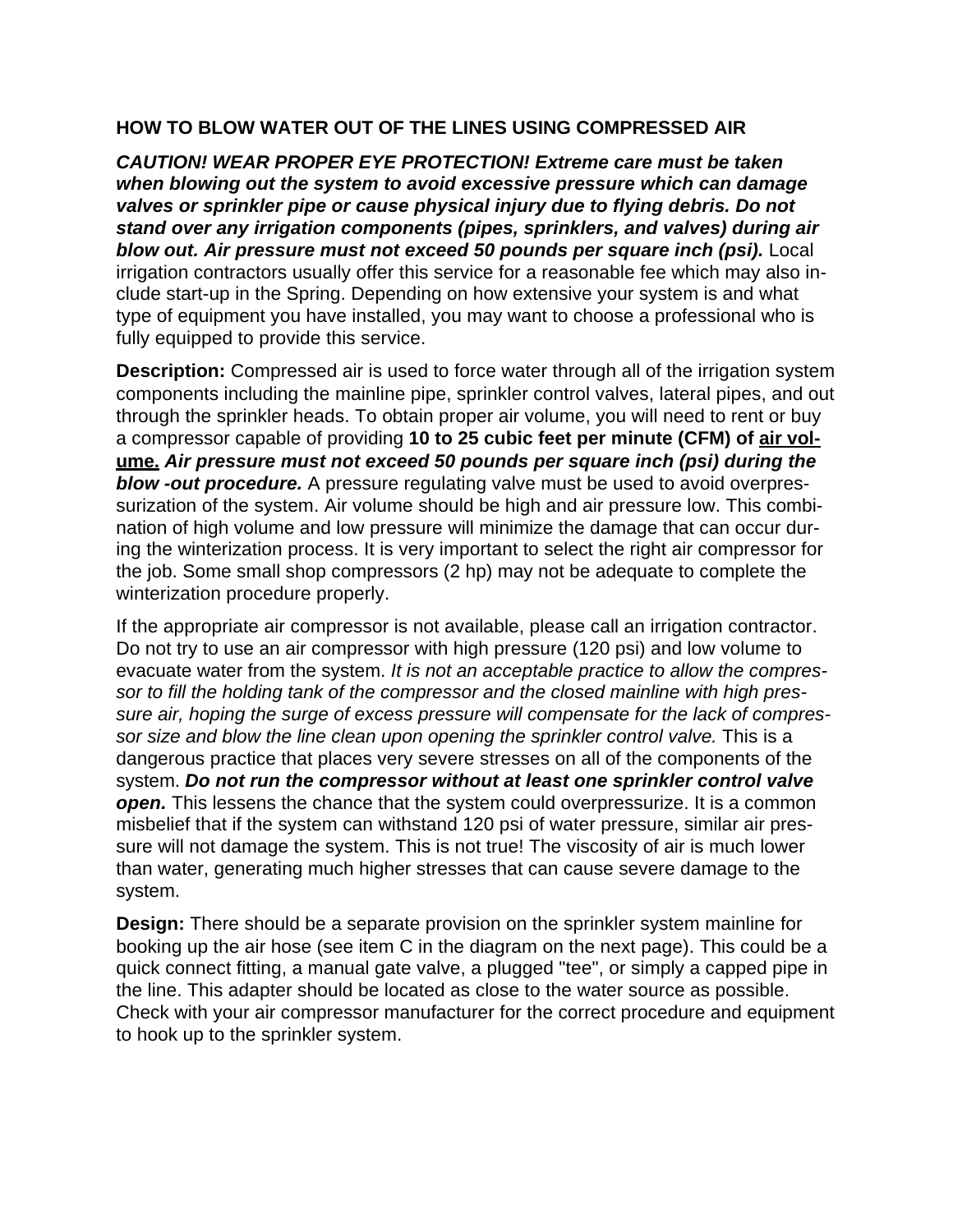## HOW TO BLOW WATER OUT OF THE LINES USING COMPRESSED AIR

***CAUTION! WEAR PROPER EYE PROTECTION! Extreme care must be taken when blowing out the system to avoid excessive pressure which can damage valves or sprinkler pipe or cause physical injury due to flying debris. Do not stand over any irrigation components (pipes, sprinklers, and valves) during air blow out. Air pressure must not exceed 50 pounds per square inch (psi).*** Local irrigation contractors usually offer this service for a reasonable fee which may also include start-up in the Spring. Depending on how extensive your system is and what type of equipment you have installed, you may want to choose a professional who is fully equipped to provide this service.

**Description:** Compressed air is used to force water through all of the irrigation system components including the mainline pipe, sprinkler control valves, lateral pipes, and out through the sprinkler heads. To obtain proper air volume, you will need to rent or buy a compressor capable of providing **10 to 25 cubic feet per minute (CFM) of <u>air volume.</u>** ***Air pressure must not exceed 50 pounds per square inch (psi) during the blow -out procedure.*** A pressure regulating valve must be used to avoid overpressurization of the system. Air volume should be high and air pressure low. This combination of high volume and low pressure will minimize the damage that can occur during the winterization process. It is very important to select the right air compressor for the job. Some small shop compressors (2 hp) may not be adequate to complete the winterization procedure properly.

If the appropriate air compressor is not available, please call an irrigation contractor. Do not try to use an air compressor with high pressure (120 psi) and low volume to evacuate water from the system. *It is not an acceptable practice to allow the compressor to fill the holding tank of the compressor and the closed mainline with high pressure air, hoping the surge of excess pressure will compensate for the lack of compressor size and blow the line clean upon opening the sprinkler control valve.* This is a dangerous practice that places very severe stresses on all of the components of the system. ***Do not run the compressor without at least one sprinkler control valve open.*** This lessens the chance that the system could overpressurize. It is a common misbelief that if the system can withstand 120 psi of water pressure, similar air pressure will not damage the system. This is not true! The viscosity of air is much lower than water, generating much higher stresses that can cause severe damage to the system.

**Design:** There should be a separate provision on the sprinkler system mainline for booking up the air hose (see item C in the diagram on the next page). This could be a quick connect fitting, a manual gate valve, a plugged "tee", or simply a capped pipe in the line. This adapter should be located as close to the water source as possible. Check with your air compressor manufacturer for the correct procedure and equipment to hook up to the sprinkler system.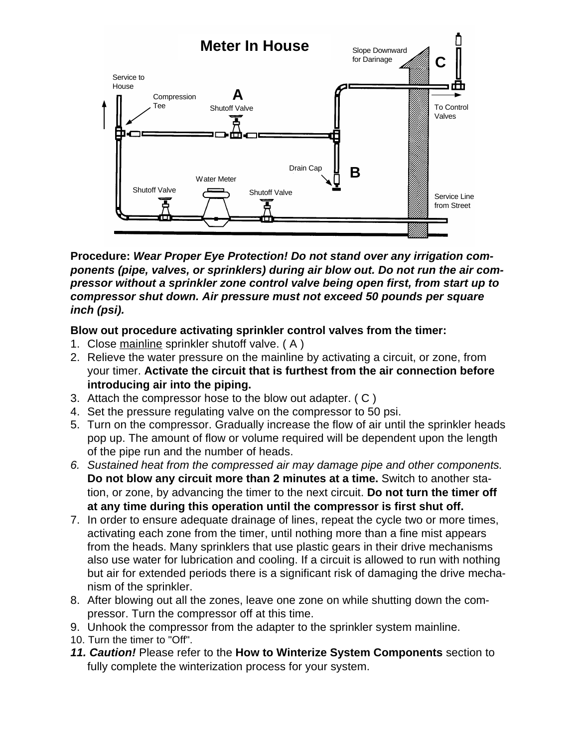## Meter In House

Slope Downward for Darinage

C

Service to House

Compression Tee

A

Shutoff Valve

To Control Valves

Drain Cap

B

Water Meter

Shutoff Valve

Shutoff Valve

Service Line from Street

**Procedure:** ***Wear Proper Eye Protection! Do not stand over any irrigation components (pipe, valves, or sprinklers) during air blow out. Do not run the air compressor without a sprinkler zone control valve being open first, from start up to compressor shut down. Air pressure must not exceed 50 pounds per square inch (psi).***

**Blow out procedure activating sprinkler control valves from the timer:**

1. Close mainline sprinkler shutoff valve. ( A )
2. Relieve the water pressure on the mainline by activating a circuit, or zone, from your timer. **Activate the circuit that is furthest from the air connection before introducing air into the piping.**
3. Attach the compressor hose to the blow out adapter. ( C )
4. Set the pressure regulating valve on the compressor to 50 psi.
5. Turn on the compressor. Gradually increase the flow of air until the sprinkler heads pop up. The amount of flow or volume required will be dependent upon the length of the pipe run and the number of heads.
6. *Sustained heat from the compressed air may damage pipe and other components.* **Do not blow any circuit more than 2 minutes at a time.** Switch to another station, or zone, by advancing the timer to the next circuit. **Do not turn the timer off at any time during this operation until the compressor is first shut off.**
7. In order to ensure adequate drainage of lines, repeat the cycle two or more times, activating each zone from the timer, until nothing more than a fine mist appears from the heads. Many sprinklers that use plastic gears in their drive mechanisms also use water for lubrication and cooling. If a circuit is allowed to run with nothing but air for extended periods there is a significant risk of damaging the drive mechanism of the sprinkler.
8. After blowing out all the zones, leave one zone on while shutting down the compressor. Turn the compressor off at this time.
9. Unhook the compressor from the adapter to the sprinkler system mainline.
10. Turn the timer to "Off".
11. ***Caution!*** Please refer to the **How to Winterize System Components** section to fully complete the winterization process for your system.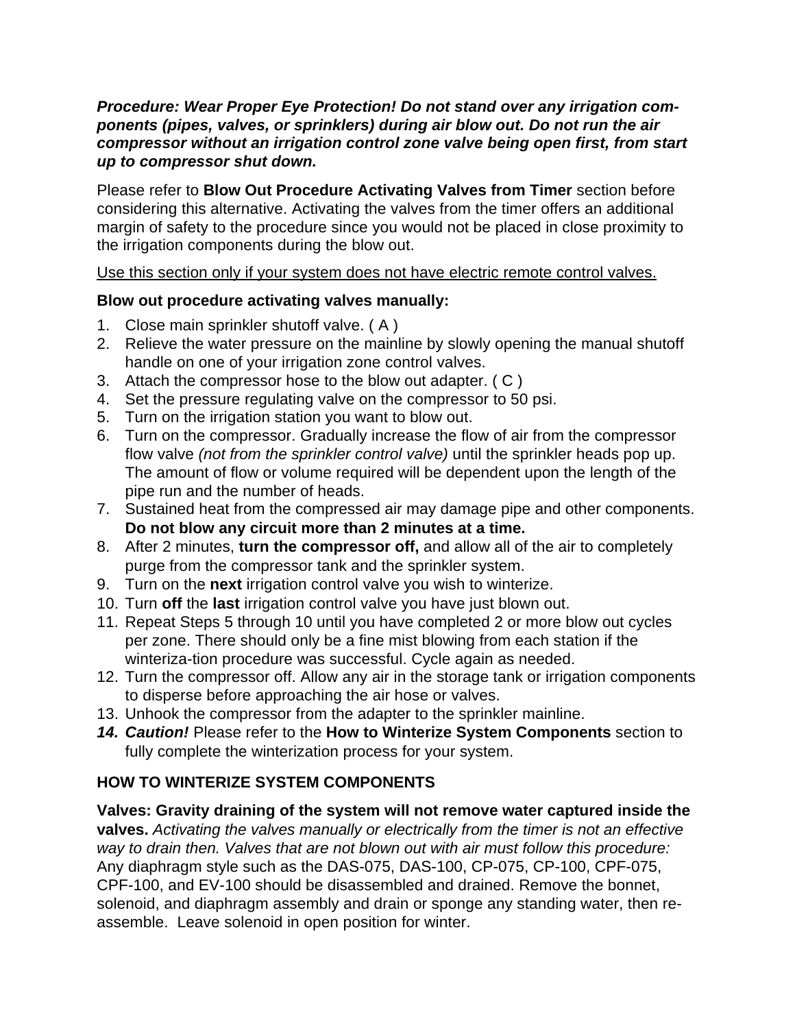***Procedure: Wear Proper Eye Protection! Do not stand over any irrigation components (pipes, valves, or sprinklers) during air blow out. Do not run the air compressor without an irrigation control zone valve being open first, from start up to compressor shut down.***

Please refer to **Blow Out Procedure Activating Valves from Timer** section before considering this alternative. Activating the valves from the timer offers an additional margin of safety to the procedure since you would not be placed in close proximity to the irrigation components during the blow out.

<u>Use this section only if your system does not have electric remote control valves.</u>

**Blow out procedure activating valves manually:**

1. Close main sprinkler shutoff valve. ( A )
2. Relieve the water pressure on the mainline by slowly opening the manual shutoff handle on one of your irrigation zone control valves.
3. Attach the compressor hose to the blow out adapter. ( C )
4. Set the pressure regulating valve on the compressor to 50 psi.
5. Turn on the irrigation station you want to blow out.
6. Turn on the compressor. Gradually increase the flow of air from the compressor flow valve *(not from the sprinkler control valve)* until the sprinkler heads pop up. The amount of flow or volume required will be dependent upon the length of the pipe run and the number of heads.
7. Sustained heat from the compressed air may damage pipe and other components. **Do not blow any circuit more than 2 minutes at a time.**
8. After 2 minutes, **turn the compressor off,** and allow all of the air to completely purge from the compressor tank and the sprinkler system.
9. Turn on the **next** irrigation control valve you wish to winterize.
10. Turn **off** the **last** irrigation control valve you have just blown out.
11. Repeat Steps 5 through 10 until you have completed 2 or more blow out cycles per zone. There should only be a fine mist blowing from each station if the winteriza-tion procedure was successful. Cycle again as needed.
12. Turn the compressor off. Allow any air in the storage tank or irrigation components to disperse before approaching the air hose or valves.
13. Unhook the compressor from the adapter to the sprinkler mainline.
14. ***Caution!*** Please refer to the **How to Winterize System Components** section to fully complete the winterization process for your system.

**HOW TO WINTERIZE SYSTEM COMPONENTS**

**Valves: Gravity draining of the system will not remove water captured inside the valves.** *Activating the valves manually or electrically from the timer is not an effective way to drain then. Valves that are not blown out with air must follow this procedure:* Any diaphragm style such as the DAS-075, DAS-100, CP-075, CP-100, CPF-075, CPF-100, and EV-100 should be disassembled and drained. Remove the bonnet, solenoid, and diaphragm assembly and drain or sponge any standing water, then re-assemble. Leave solenoid in open position for winter.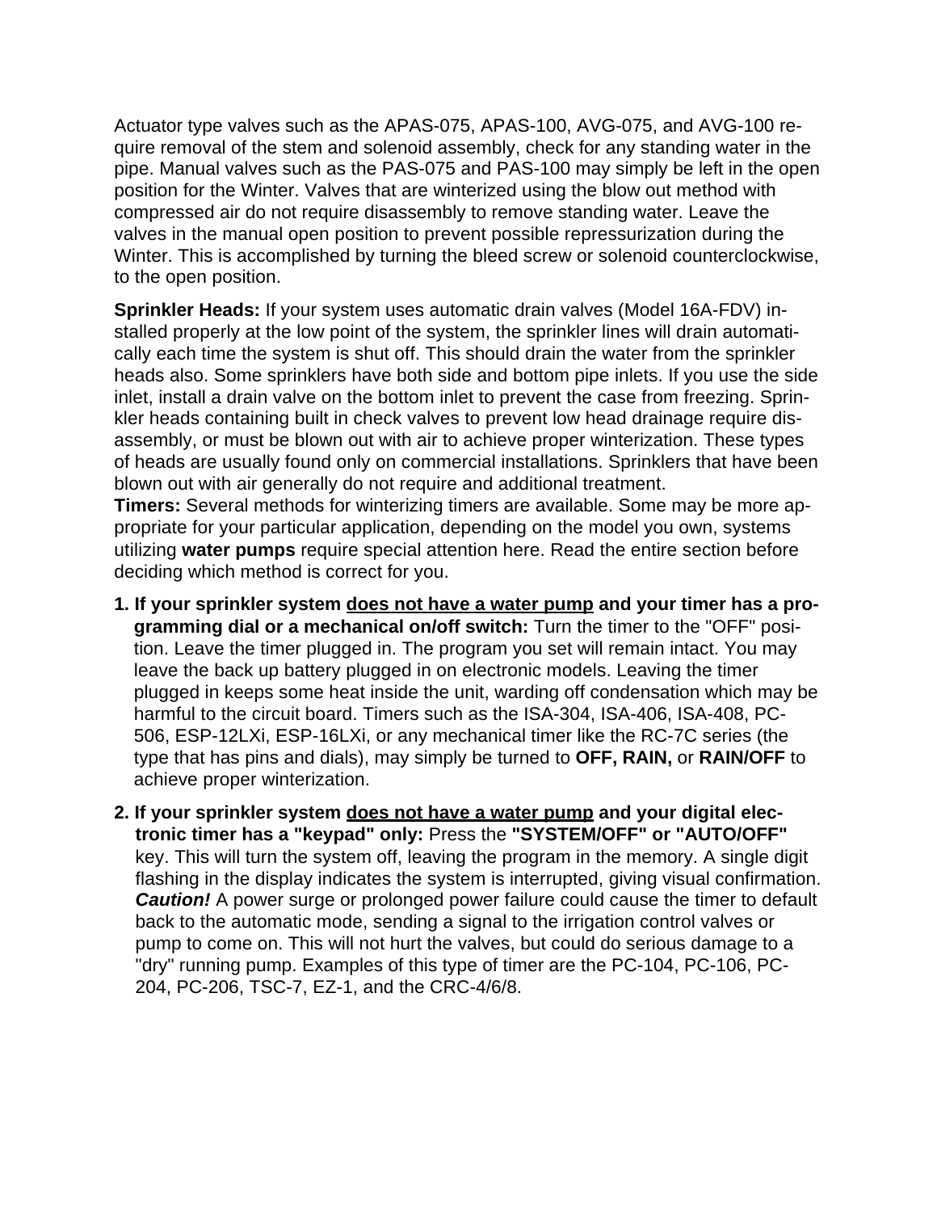Actuator type valves such as the APAS-075, APAS-100, AVG-075, and AVG-100 require removal of the stem and solenoid assembly, check for any standing water in the pipe. Manual valves such as the PAS-075 and PAS-100 may simply be left in the open position for the Winter. Valves that are winterized using the blow out method with compressed air do not require disassembly to remove standing water. Leave the valves in the manual open position to prevent possible repressurization during the Winter. This is accomplished by turning the bleed screw or solenoid counterclockwise, to the open position.

**Sprinkler Heads:** If your system uses automatic drain valves (Model 16A-FDV) installed properly at the low point of the system, the sprinkler lines will drain automatically each time the system is shut off. This should drain the water from the sprinkler heads also. Some sprinklers have both side and bottom pipe inlets. If you use the side inlet, install a drain valve on the bottom inlet to prevent the case from freezing. Sprinkler heads containing built in check valves to prevent low head drainage require disassembly, or must be blown out with air to achieve proper winterization. These types of heads are usually found only on commercial installations. Sprinklers that have been blown out with air generally do not require and additional treatment.

**Timers:** Several methods for winterizing timers are available. Some may be more appropriate for your particular application, depending on the model you own, systems utilizing **water pumps** require special attention here. Read the entire section before deciding which method is correct for you.

1. **If your sprinkler system <u>does not have a water pump</u> and your timer has a programming dial or a mechanical on/off switch:** Turn the timer to the "OFF" position. Leave the timer plugged in. The program you set will remain intact. You may leave the back up battery plugged in on electronic models. Leaving the timer plugged in keeps some heat inside the unit, warding off condensation which may be harmful to the circuit board. Timers such as the ISA-304, ISA-406, ISA-408, PC-506, ESP-12LXi, ESP-16LXi, or any mechanical timer like the RC-7C series (the type that has pins and dials), may simply be turned to **OFF, RAIN,** or **RAIN/OFF** to achieve proper winterization.

2. **If your sprinkler system <u>does not have a water pump</u> and your digital electronic timer has a "keypad" only:** Press the **"SYSTEM/OFF" or "AUTO/OFF"** key. This will turn the system off, leaving the program in the memory. A single digit flashing in the display indicates the system is interrupted, giving visual confirmation. ***Caution!*** A power surge or prolonged power failure could cause the timer to default back to the automatic mode, sending a signal to the irrigation control valves or pump to come on. This will not hurt the valves, but could do serious damage to a "dry" running pump. Examples of this type of timer are the PC-104, PC-106, PC-204, PC-206, TSC-7, EZ-1, and the CRC-4/6/8.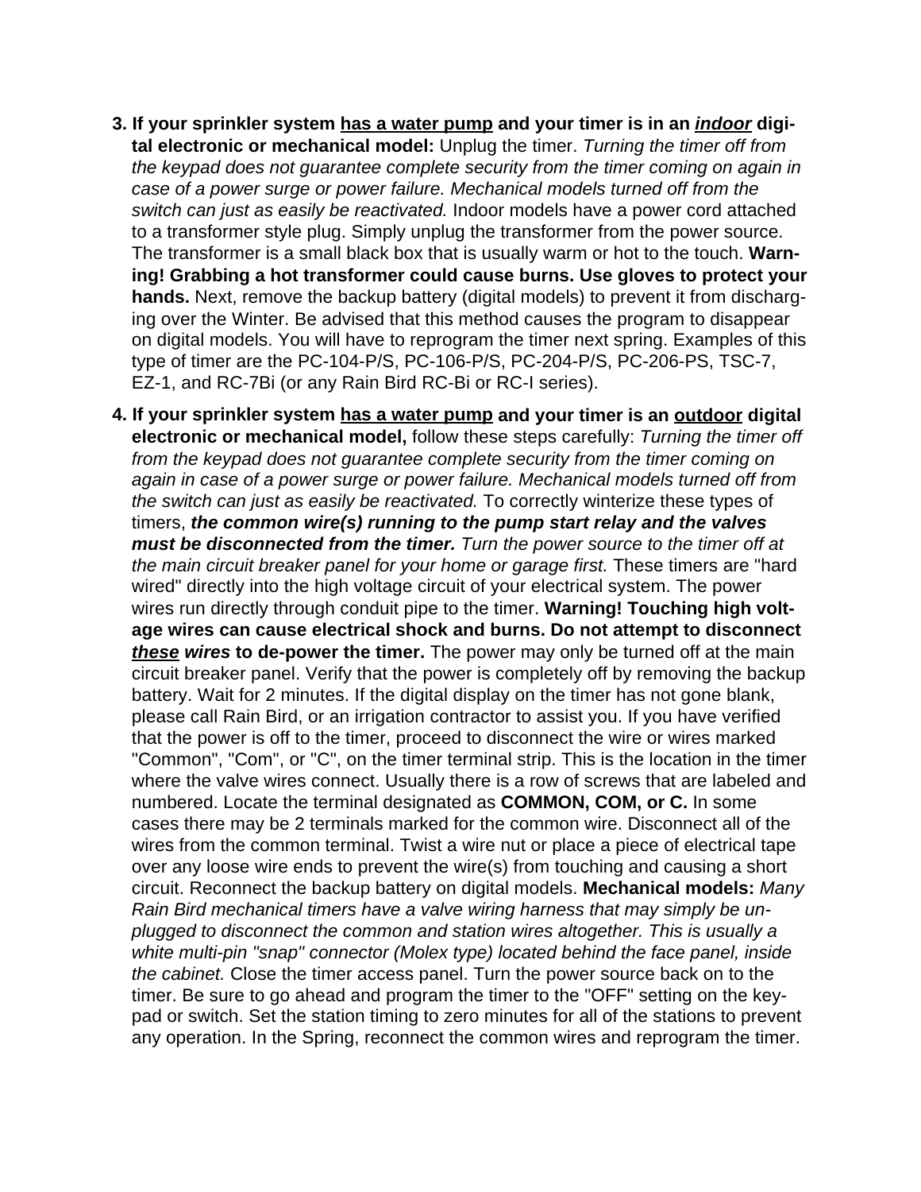3. **If your sprinkler system <u>has a water pump</u> and your timer is in an *<u>indoor</u>* digital electronic or mechanical model:** Unplug the timer. *Turning the timer off from the keypad does not guarantee complete security from the timer coming on again in case of a power surge or power failure. Mechanical models turned off from the switch can just as easily be reactivated.* Indoor models have a power cord attached to a transformer style plug. Simply unplug the transformer from the power source. The transformer is a small black box that is usually warm or hot to the touch. **Warning! Grabbing a hot transformer could cause burns. Use gloves to protect your hands.** Next, remove the backup battery (digital models) to prevent it from discharging over the Winter. Be advised that this method causes the program to disappear on digital models. You will have to reprogram the timer next spring. Examples of this type of timer are the PC-104-P/S, PC-106-P/S, PC-204-P/S, PC-206-PS, TSC-7, EZ-1, and RC-7Bi (or any Rain Bird RC-Bi or RC-I series).

4. **If your sprinkler system <u>has a water pump</u> and your timer is an <u>outdoor</u> digital electronic or mechanical model,** follow these steps carefully: *Turning the timer off from the keypad does not guarantee complete security from the timer coming on again in case of a power surge or power failure. Mechanical models turned off from the switch can just as easily be reactivated.* To correctly winterize these types of timers, ***the common wire(s) running to the pump start relay and the valves must be disconnected from the timer.*** *Turn the power source to the timer off at the main circuit breaker panel for your home or garage first.* These timers are "hard wired" directly into the high voltage circuit of your electrical system. The power wires run directly through conduit pipe to the timer. **Warning! Touching high voltage wires can cause electrical shock and burns. Do not attempt to disconnect *<u>these</u> wires* to de-power the timer.** The power may only be turned off at the main circuit breaker panel. Verify that the power is completely off by removing the backup battery. Wait for 2 minutes. If the digital display on the timer has not gone blank, please call Rain Bird, or an irrigation contractor to assist you. If you have verified that the power is off to the timer, proceed to disconnect the wire or wires marked "Common", "Com", or "C", on the timer terminal strip. This is the location in the timer where the valve wires connect. Usually there is a row of screws that are labeled and numbered. Locate the terminal designated as **COMMON, COM, or C.** In some cases there may be 2 terminals marked for the common wire. Disconnect all of the wires from the common terminal. Twist a wire nut or place a piece of electrical tape over any loose wire ends to prevent the wire(s) from touching and causing a short circuit. Reconnect the backup battery on digital models. **Mechanical models:** *Many Rain Bird mechanical timers have a valve wiring harness that may simply be unplugged to disconnect the common and station wires altogether. This is usually a white multi-pin "snap" connector (Molex type) located behind the face panel, inside the cabinet.* Close the timer access panel. Turn the power source back on to the timer. Be sure to go ahead and program the timer to the "OFF" setting on the keypad or switch. Set the station timing to zero minutes for all of the stations to prevent any operation. In the Spring, reconnect the common wires and reprogram the timer.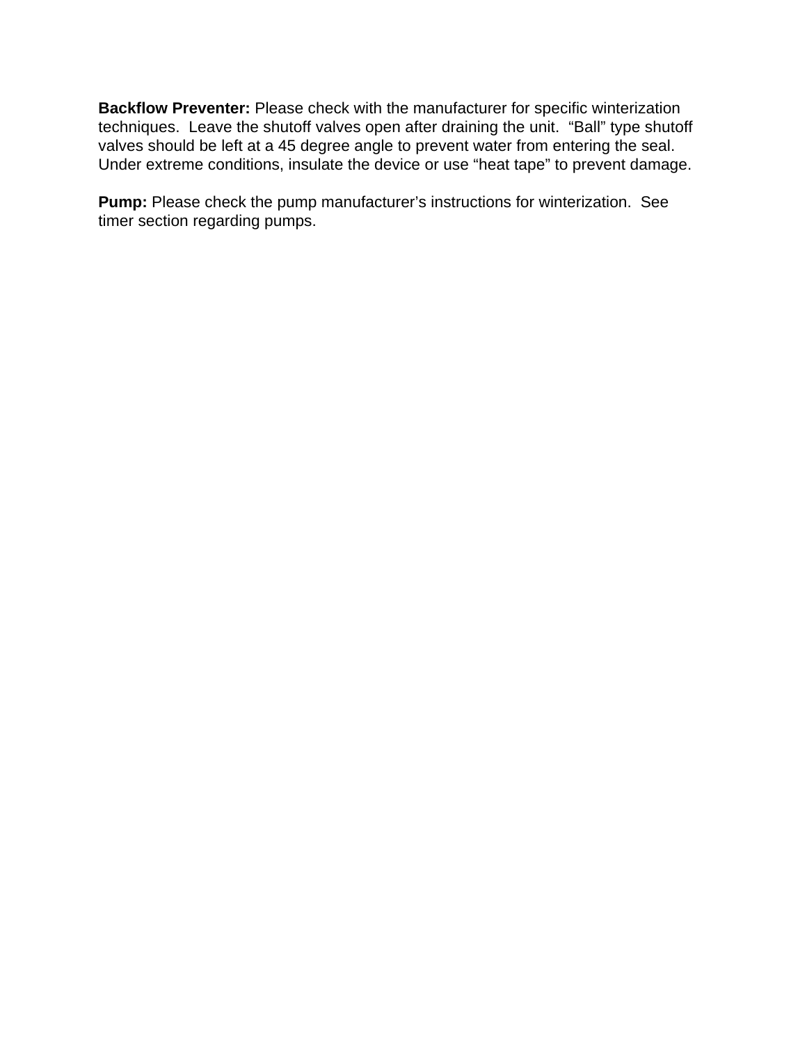**Backflow Preventer:** Please check with the manufacturer for specific winterization techniques.  Leave the shutoff valves open after draining the unit.  “Ball” type shutoff valves should be left at a 45 degree angle to prevent water from entering the seal.  Under extreme conditions, insulate the device or use “heat tape” to prevent damage.

**Pump:** Please check the pump manufacturer’s instructions for winterization.  See timer section regarding pumps.